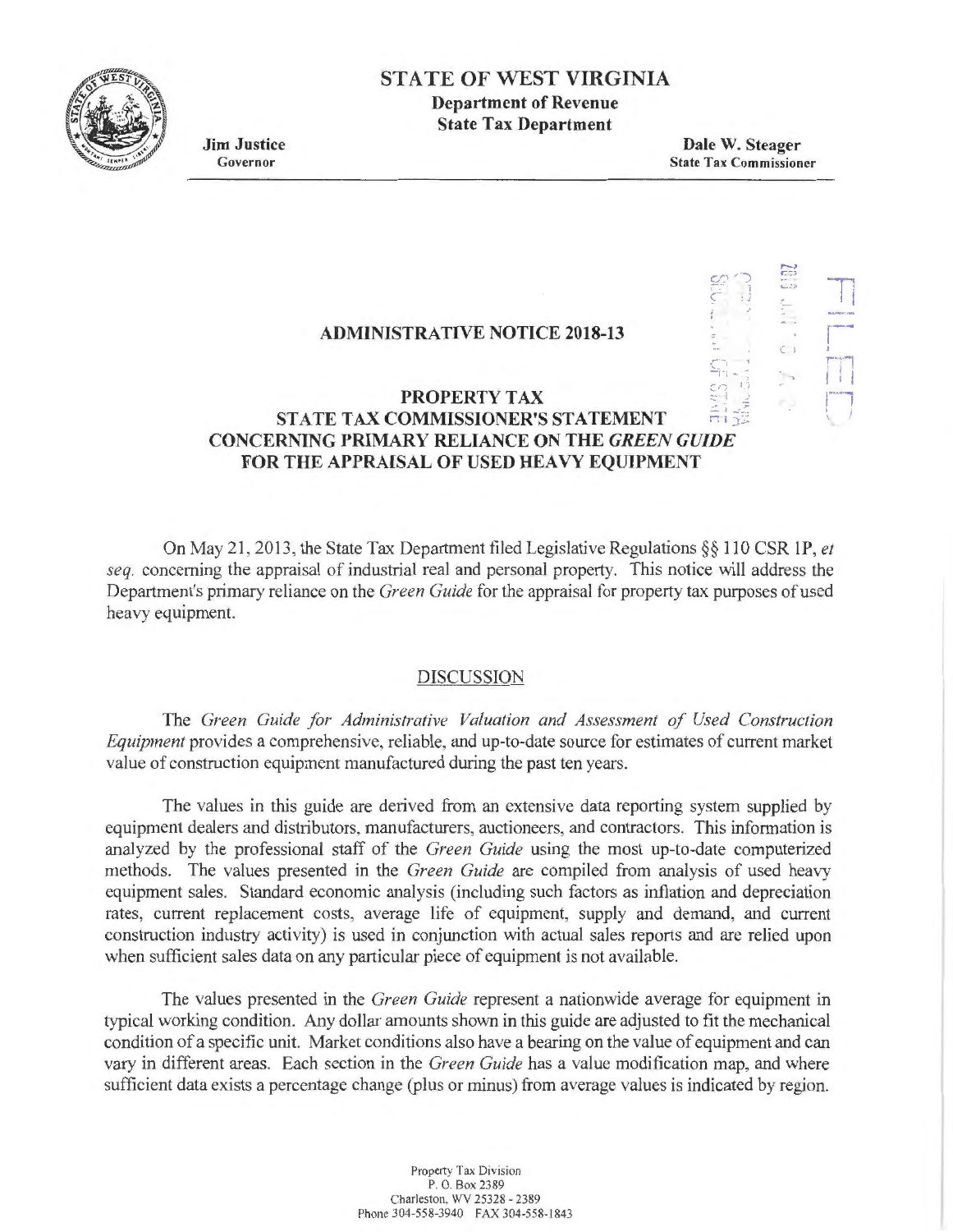# STATE OF WEST VIRGINIA

**Department of Revenue**
**State Tax Department**

**Jim Justice**
Governor

**Dale W. Steager**
State Tax Commissioner

## ADMINISTRATIVE NOTICE 2018-13

## PROPERTY TAX
## STATE TAX COMMISSIONER'S STATEMENT
## CONCERNING PRIMARY RELIANCE ON THE *GREEN GUIDE* FOR THE APPRAISAL OF USED HEAVY EQUIPMENT

On May 21, 2013, the State Tax Department filed Legislative Regulations §§ 110 CSR 1P, *et seq.* concerning the appraisal of industrial real and personal property. This notice will address the Department's primary reliance on the *Green Guide* for the appraisal for property tax purposes of used heavy equipment.

### DISCUSSION

The *Green Guide for Administrative Valuation and Assessment of Used Construction Equipment* provides a comprehensive, reliable, and up-to-date source for estimates of current market value of construction equipment manufactured during the past ten years.

The values in this guide are derived from an extensive data reporting system supplied by equipment dealers and distributors, manufacturers, auctioneers, and contractors. This information is analyzed by the professional staff of the *Green Guide* using the most up-to-date computerized methods. The values presented in the *Green Guide* are compiled from analysis of used heavy equipment sales. Standard economic analysis (including such factors as inflation and depreciation rates, current replacement costs, average life of equipment, supply and demand, and current construction industry activity) is used in conjunction with actual sales reports and are relied upon when sufficient sales data on any particular piece of equipment is not available.

The values presented in the *Green Guide* represent a nationwide average for equipment in typical working condition. Any dollar amounts shown in this guide are adjusted to fit the mechanical condition of a specific unit. Market conditions also have a bearing on the value of equipment and can vary in different areas. Each section in the *Green Guide* has a value modification map, and where sufficient data exists a percentage change (plus or minus) from average values is indicated by region.

Property Tax Division
P. O. Box 2389
Charleston, WV 25328 - 2389
Phone 304-558-3940 FAX 304-558-1843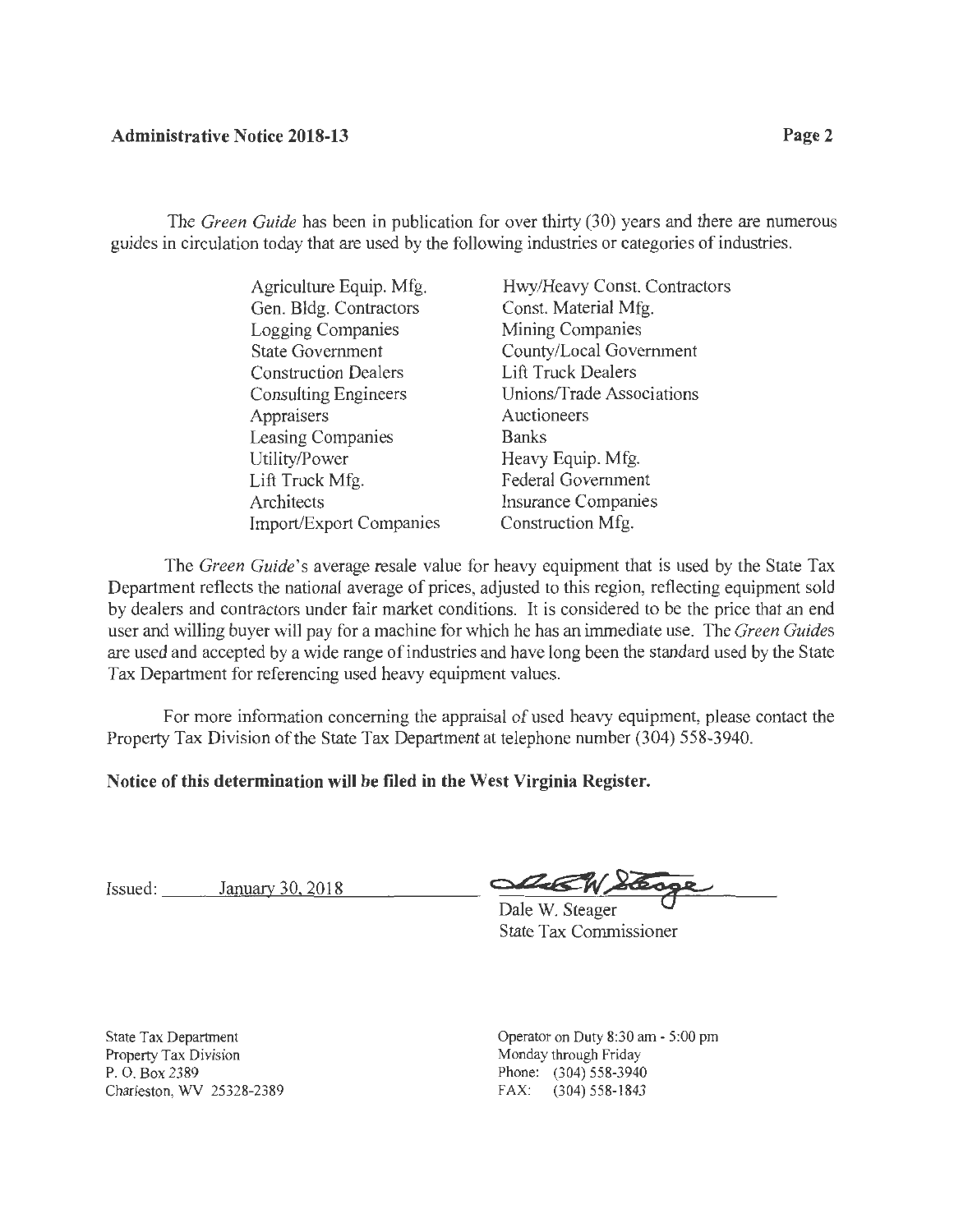The *Green Guide* has been in publication for over thirty (30) years and there are numerous guides in circulation today that are used by the following industries or categories of industries.

| | |
|---|---|
| Agriculture Equip. Mfg. | Hwy/Heavy Const. Contractors |
| Gen. Bldg. Contractors | Const. Material Mfg. |
| Logging Companies | Mining Companies |
| State Government | County/Local Government |
| Construction Dealers | Lift Truck Dealers |
| Consulting Engineers | Unions/Trade Associations |
| Appraisers | Auctioneers |
| Leasing Companies | Banks |
| Utility/Power | Heavy Equip. Mfg. |
| Lift Truck Mfg. | Federal Government |
| Architects | Insurance Companies |
| Import/Export Companies | Construction Mfg. |

The *Green Guide*'s average resale value for heavy equipment that is used by the State Tax Department reflects the national average of prices, adjusted to this region, reflecting equipment sold by dealers and contractors under fair market conditions. It is considered to be the price that an end user and willing buyer will pay for a machine for which he has an immediate use. The *Green Guides* are used and accepted by a wide range of industries and have long been the standard used by the State Tax Department for referencing used heavy equipment values.

For more information concerning the appraisal of used heavy equipment, please contact the Property Tax Division of the State Tax Department at telephone number (304) 558-3940.

**Notice of this determination will be filed in the West Virginia Register.**

Issued: January 30, 2018

Dale W. Steager
State Tax Commissioner

State Tax Department
Property Tax Division
P. O. Box 2389
Charleston, WV 25328-2389

Operator on Duty 8:30 am - 5:00 pm
Monday through Friday
Phone: (304) 558-3940
FAX: (304) 558-1843